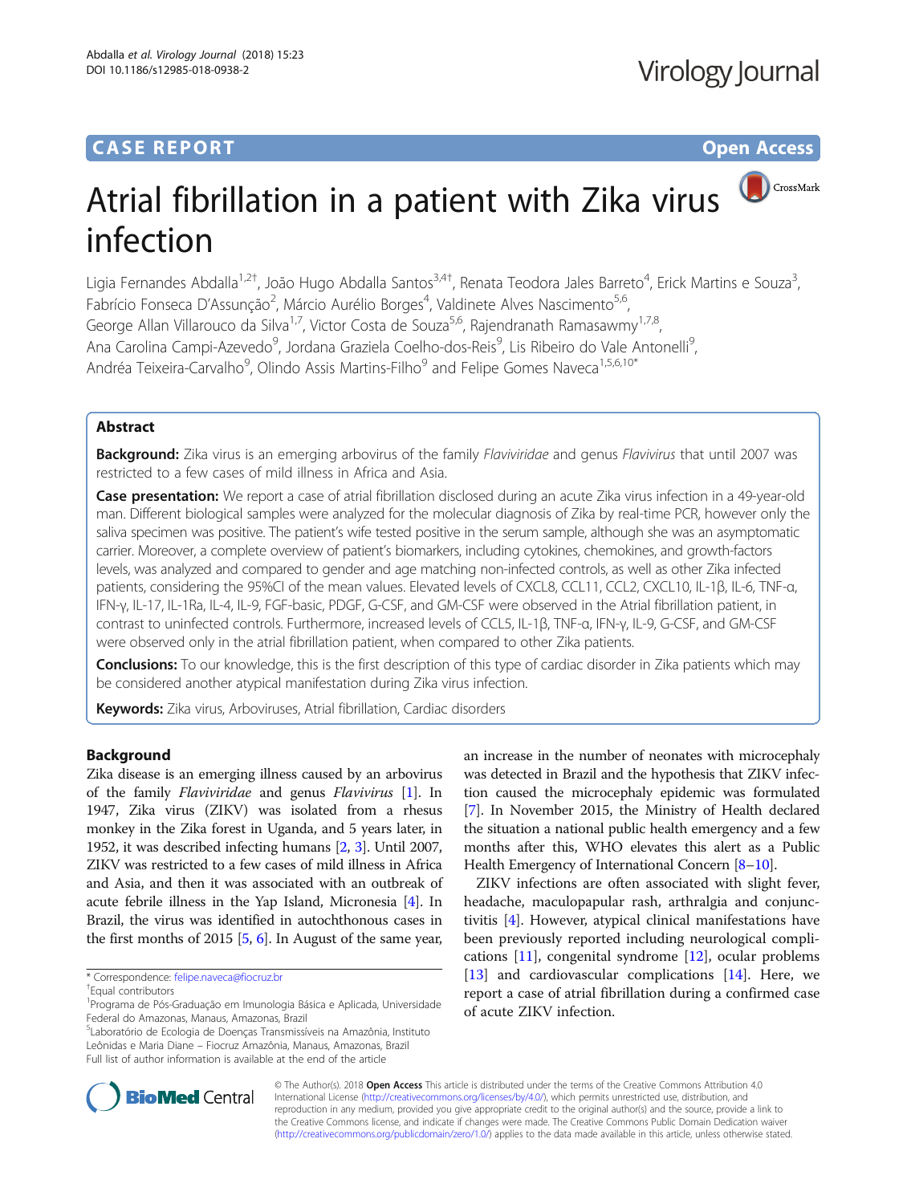**CASE REPORT** **Open Access**

# Atrial fibrillation in a patient with Zika virus infection

Ligia Fernandes Abdalla[1,2†], João Hugo Abdalla Santos[3,4†], Renata Teodora Jales Barreto[4], Erick Martins e Souza[3], Fabrício Fonseca D'Assunção[2], Márcio Aurélio Borges[4], Valdinete Alves Nascimento[5,6], George Allan Villarouco da Silva[1,7], Victor Costa de Souza[5,6], Rajendranath Ramasawmy[1,7,8], Ana Carolina Campi-Azevedo[9], Jordana Graziela Coelho-dos-Reis[9], Lis Ribeiro do Vale Antonelli[9], Andréa Teixeira-Carvalho[9], Olindo Assis Martins-Filho[9] and Felipe Gomes Naveca[1,5,6,10*]

## Abstract

**Background:** Zika virus is an emerging arbovirus of the family *Flaviviridae* and genus *Flavivirus* that until 2007 was restricted to a few cases of mild illness in Africa and Asia.

**Case presentation:** We report a case of atrial fibrillation disclosed during an acute Zika virus infection in a 49-year-old man. Different biological samples were analyzed for the molecular diagnosis of Zika by real-time PCR, however only the saliva specimen was positive. The patient's wife tested positive in the serum sample, although she was an asymptomatic carrier. Moreover, a complete overview of patient's biomarkers, including cytokines, chemokines, and growth-factors levels, was analyzed and compared to gender and age matching non-infected controls, as well as other Zika infected patients, considering the 95%CI of the mean values. Elevated levels of CXCL8, CCL11, CCL2, CXCL10, IL-1β, IL-6, TNF-α, IFN-γ, IL-17, IL-1Ra, IL-4, IL-9, FGF-basic, PDGF, G-CSF, and GM-CSF were observed in the Atrial fibrillation patient, in contrast to uninfected controls. Furthermore, increased levels of CCL5, IL-1β, TNF-α, IFN-γ, IL-9, G-CSF, and GM-CSF were observed only in the atrial fibrillation patient, when compared to other Zika patients.

**Conclusions:** To our knowledge, this is the first description of this type of cardiac disorder in Zika patients which may be considered another atypical manifestation during Zika virus infection.

**Keywords:** Zika virus, Arboviruses, Atrial fibrillation, Cardiac disorders

## Background

Zika disease is an emerging illness caused by an arbovirus of the family *Flaviviridae* and genus *Flavivirus* [1]. In 1947, Zika virus (ZIKV) was isolated from a rhesus monkey in the Zika forest in Uganda, and 5 years later, in 1952, it was described infecting humans [2, 3]. Until 2007, ZIKV was restricted to a few cases of mild illness in Africa and Asia, and then it was associated with an outbreak of acute febrile illness in the Yap Island, Micronesia [4]. In Brazil, the virus was identified in autochthonous cases in the first months of 2015 [5, 6]. In August of the same year, an increase in the number of neonates with microcephaly was detected in Brazil and the hypothesis that ZIKV infection caused the microcephaly epidemic was formulated [7]. In November 2015, the Ministry of Health declared the situation a national public health emergency and a few months after this, WHO elevates this alert as a Public Health Emergency of International Concern [8–10].

ZIKV infections are often associated with slight fever, headache, maculopapular rash, arthralgia and conjunctivitis [4]. However, atypical clinical manifestations have been previously reported including neurological complications [11], congenital syndrome [12], ocular problems [13] and cardiovascular complications [14]. Here, we report a case of atrial fibrillation during a confirmed case of acute ZIKV infection.

\* Correspondence: felipe.naveca@fiocruz.br
†Equal contributors
[1]Programa de Pós-Graduação em Imunologia Básica e Aplicada, Universidade Federal do Amazonas, Manaus, Amazonas, Brazil
[5]Laboratório de Ecologia de Doenças Transmissíveis na Amazônia, Instituto Leônidas e Maria Diane – Fiocruz Amazônia, Manaus, Amazonas, Brazil
Full list of author information is available at the end of the article

© The Author(s). 2018 **Open Access** This article is distributed under the terms of the Creative Commons Attribution 4.0 International License (http://creativecommons.org/licenses/by/4.0/), which permits unrestricted use, distribution, and reproduction in any medium, provided you give appropriate credit to the original author(s) and the source, provide a link to the Creative Commons license, and indicate if changes were made. The Creative Commons Public Domain Dedication waiver (http://creativecommons.org/publicdomain/zero/1.0/) applies to the data made available in this article, unless otherwise stated.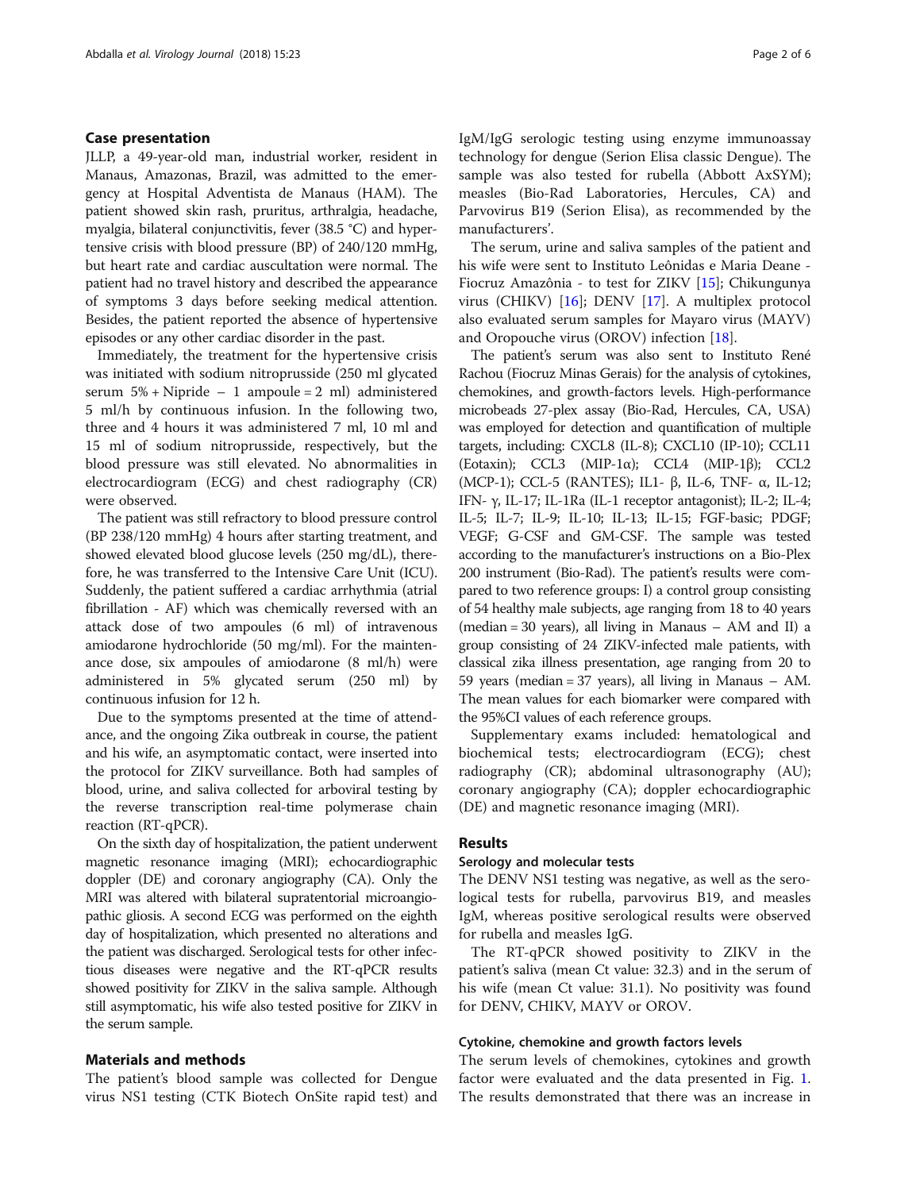## Case presentation

JLLP, a 49-year-old man, industrial worker, resident in Manaus, Amazonas, Brazil, was admitted to the emergency at Hospital Adventista de Manaus (HAM). The patient showed skin rash, pruritus, arthralgia, headache, myalgia, bilateral conjunctivitis, fever (38.5 °C) and hypertensive crisis with blood pressure (BP) of 240/120 mmHg, but heart rate and cardiac auscultation were normal. The patient had no travel history and described the appearance of symptoms 3 days before seeking medical attention. Besides, the patient reported the absence of hypertensive episodes or any other cardiac disorder in the past.

Immediately, the treatment for the hypertensive crisis was initiated with sodium nitroprusside (250 ml glycated serum 5% + Nipride – 1 ampoule = 2 ml) administered 5 ml/h by continuous infusion. In the following two, three and 4 hours it was administered 7 ml, 10 ml and 15 ml of sodium nitroprusside, respectively, but the blood pressure was still elevated. No abnormalities in electrocardiogram (ECG) and chest radiography (CR) were observed.

The patient was still refractory to blood pressure control (BP 238/120 mmHg) 4 hours after starting treatment, and showed elevated blood glucose levels (250 mg/dL), therefore, he was transferred to the Intensive Care Unit (ICU). Suddenly, the patient suffered a cardiac arrhythmia (atrial fibrillation - AF) which was chemically reversed with an attack dose of two ampoules (6 ml) of intravenous amiodarone hydrochloride (50 mg/ml). For the maintenance dose, six ampoules of amiodarone (8 ml/h) were administered in 5% glycated serum (250 ml) by continuous infusion for 12 h.

Due to the symptoms presented at the time of attendance, and the ongoing Zika outbreak in course, the patient and his wife, an asymptomatic contact, were inserted into the protocol for ZIKV surveillance. Both had samples of blood, urine, and saliva collected for arboviral testing by the reverse transcription real-time polymerase chain reaction (RT-qPCR).

On the sixth day of hospitalization, the patient underwent magnetic resonance imaging (MRI); echocardiographic doppler (DE) and coronary angiography (CA). Only the MRI was altered with bilateral supratentorial microangiopathic gliosis. A second ECG was performed on the eighth day of hospitalization, which presented no alterations and the patient was discharged. Serological tests for other infectious diseases were negative and the RT-qPCR results showed positivity for ZIKV in the saliva sample. Although still asymptomatic, his wife also tested positive for ZIKV in the serum sample.

## Materials and methods

The patient's blood sample was collected for Dengue virus NS1 testing (CTK Biotech OnSite rapid test) and IgM/IgG serologic testing using enzyme immunoassay technology for dengue (Serion Elisa classic Dengue). The sample was also tested for rubella (Abbott AxSYM); measles (Bio-Rad Laboratories, Hercules, CA) and Parvovirus B19 (Serion Elisa), as recommended by the manufacturers'.

The serum, urine and saliva samples of the patient and his wife were sent to Instituto Leônidas e Maria Deane - Fiocruz Amazônia - to test for ZIKV [15]; Chikungunya virus (CHIKV) [16]; DENV [17]. A multiplex protocol also evaluated serum samples for Mayaro virus (MAYV) and Oropouche virus (OROV) infection [18].

The patient's serum was also sent to Instituto René Rachou (Fiocruz Minas Gerais) for the analysis of cytokines, chemokines, and growth-factors levels. High-performance microbeads 27-plex assay (Bio-Rad, Hercules, CA, USA) was employed for detection and quantification of multiple targets, including: CXCL8 (IL-8); CXCL10 (IP-10); CCL11 (Eotaxin); CCL3 (MIP-1α); CCL4 (MIP-1β); CCL2 (MCP-1); CCL-5 (RANTES); IL1- β, IL-6, TNF- α, IL-12; IFN- γ, IL-17; IL-1Ra (IL-1 receptor antagonist); IL-2; IL-4; IL-5; IL-7; IL-9; IL-10; IL-13; IL-15; FGF-basic; PDGF; VEGF; G-CSF and GM-CSF. The sample was tested according to the manufacturer's instructions on a Bio-Plex 200 instrument (Bio-Rad). The patient's results were compared to two reference groups: I) a control group consisting of 54 healthy male subjects, age ranging from 18 to 40 years (median = 30 years), all living in Manaus – AM and II) a group consisting of 24 ZIKV-infected male patients, with classical zika illness presentation, age ranging from 20 to 59 years (median = 37 years), all living in Manaus – AM. The mean values for each biomarker were compared with the 95%CI values of each reference groups.

Supplementary exams included: hematological and biochemical tests; electrocardiogram (ECG); chest radiography (CR); abdominal ultrasonography (AU); coronary angiography (CA); doppler echocardiographic (DE) and magnetic resonance imaging (MRI).

## Results

### Serology and molecular tests

The DENV NS1 testing was negative, as well as the serological tests for rubella, parvovirus B19, and measles IgM, whereas positive serological results were observed for rubella and measles IgG.

The RT-qPCR showed positivity to ZIKV in the patient's saliva (mean Ct value: 32.3) and in the serum of his wife (mean Ct value: 31.1). No positivity was found for DENV, CHIKV, MAYV or OROV.

### Cytokine, chemokine and growth factors levels

The serum levels of chemokines, cytokines and growth factor were evaluated and the data presented in Fig. 1. The results demonstrated that there was an increase in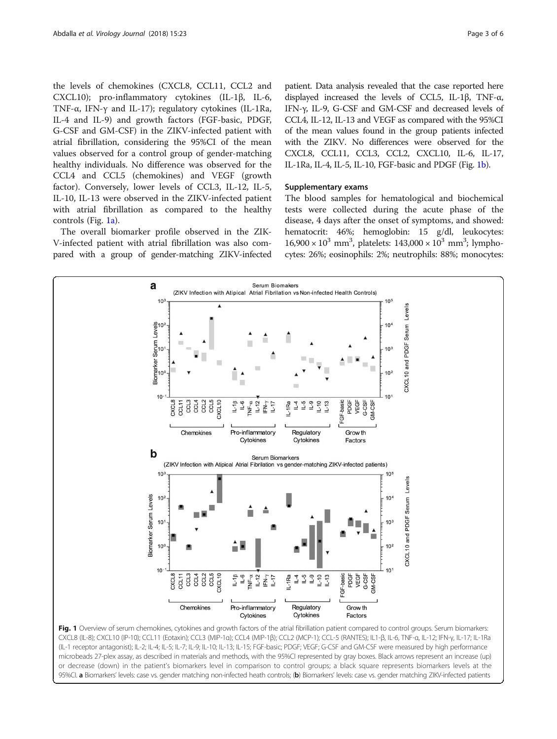the levels of chemokines (CXCL8, CCL11, CCL2 and CXCL10); pro-inflammatory cytokines (IL-1β, IL-6, TNF-α, IFN-γ and IL-17); regulatory cytokines (IL-1Ra, IL-4 and IL-9) and growth factors (FGF-basic, PDGF, G-CSF and GM-CSF) in the ZIKV-infected patient with atrial fibrillation, considering the 95%CI of the mean values observed for a control group of gender-matching healthy individuals. No difference was observed for the CCL4 and CCL5 (chemokines) and VEGF (growth factor). Conversely, lower levels of CCL3, IL-12, IL-5, IL-10, IL-13 were observed in the ZIKV-infected patient with atrial fibrillation as compared to the healthy controls (Fig. 1a).

The overall biomarker profile observed in the ZIKV-infected patient with atrial fibrillation was also compared with a group of gender-matching ZIKV-infected patient. Data analysis revealed that the case reported here displayed increased the levels of CCL5, IL-1β, TNF-α, IFN-γ, IL-9, G-CSF and GM-CSF and decreased levels of CCL4, IL-12, IL-13 and VEGF as compared with the 95%CI of the mean values found in the group patients infected with the ZIKV. No differences were observed for the CXCL8, CCL11, CCL3, CCL2, CXCL10, IL-6, IL-17, IL-1Ra, IL-4, IL-5, IL-10, FGF-basic and PDGF (Fig. 1b).

## Supplementary exams

The blood samples for hematological and biochemical tests were collected during the acute phase of the disease, 4 days after the onset of symptoms, and showed: hematocrit: 46%; hemoglobin: 15 g/dl, leukocytes: $16{,}900 \times 10^3$ mm$^3$, platelets: $143{,}000 \times 10^3$ mm$^3$; lymphocytes: 26%; eosinophils: 2%; neutrophils: 88%; monocytes:

**Fig. 1** Overview of serum chemokines, cytokines and growth factors of the atrial fibrillation patient compared to control groups. Serum biomarkers: CXCL8 (IL-8); CXCL10 (IP-10); CCL11 (Eotaxin); CCL3 (MIP-1α); CCL4 (MIP-1β); CCL2 (MCP-1); CCL-5 (RANTES); IL1-β, IL-6, TNF-α, IL-12; IFN-γ, IL-17; IL-1Ra (IL-1 receptor antagonist); IL-2; IL-4; IL-5; IL-7; IL-9; IL-10; IL-13; IL-15; FGF-basic; PDGF; VEGF; G-CSF and GM-CSF were measured by high performance microbeads 27-plex assay, as described in materials and methods, with the 95%CI represented by gray boxes. Black arrows represent an increase (up) or decrease (down) in the patient's biomarkers level in comparison to control groups; a black square represents biomarkers levels at the 95%CI. **a** Biomarkers' levels: case vs. gender matching non-infected heath controls; (**b**) Biomarkers' levels: case vs. gender matching ZIKV-infected patients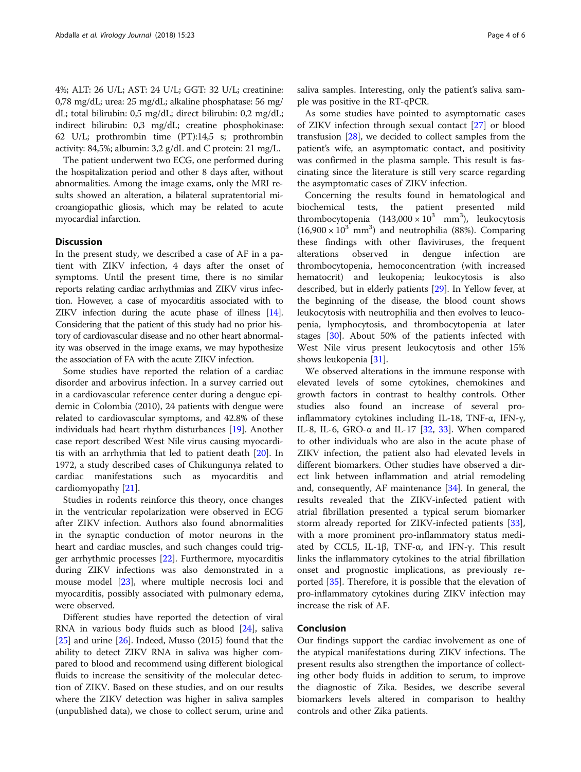4%; ALT: 26 U/L; AST: 24 U/L; GGT: 32 U/L; creatinine: 0,78 mg/dL; urea: 25 mg/dL; alkaline phosphatase: 56 mg/dL; total bilirubin: 0,5 mg/dL; direct bilirubin: 0,2 mg/dL; indirect bilirubin: 0,3 mg/dL; creatine phosphokinase: 62 U/L; prothrombin time (PT):14,5 s; prothrombin activity: 84,5%; albumin: 3,2 g/dL and C protein: 21 mg/L.

The patient underwent two ECG, one performed during the hospitalization period and other 8 days after, without abnormalities. Among the image exams, only the MRI results showed an alteration, a bilateral supratentorial microangiopathic gliosis, which may be related to acute myocardial infarction.

## Discussion

In the present study, we described a case of AF in a patient with ZIKV infection, 4 days after the onset of symptoms. Until the present time, there is no similar reports relating cardiac arrhythmias and ZIKV virus infection. However, a case of myocarditis associated with to ZIKV infection during the acute phase of illness [14]. Considering that the patient of this study had no prior history of cardiovascular disease and no other heart abnormality was observed in the image exams, we may hypothesize the association of FA with the acute ZIKV infection.

Some studies have reported the relation of a cardiac disorder and arbovirus infection. In a survey carried out in a cardiovascular reference center during a dengue epidemic in Colombia (2010), 24 patients with dengue were related to cardiovascular symptoms, and 42.8% of these individuals had heart rhythm disturbances [19]. Another case report described West Nile virus causing myocarditis with an arrhythmia that led to patient death [20]. In 1972, a study described cases of Chikungunya related to cardiac manifestations such as myocarditis and cardiomyopathy [21].

Studies in rodents reinforce this theory, once changes in the ventricular repolarization were observed in ECG after ZIKV infection. Authors also found abnormalities in the synaptic conduction of motor neurons in the heart and cardiac muscles, and such changes could trigger arrhythmic processes [22]. Furthermore, myocarditis during ZIKV infections was also demonstrated in a mouse model [23], where multiple necrosis loci and myocarditis, possibly associated with pulmonary edema, were observed.

Different studies have reported the detection of viral RNA in various body fluids such as blood [24], saliva [25] and urine [26]. Indeed, Musso (2015) found that the ability to detect ZIKV RNA in saliva was higher compared to blood and recommend using different biological fluids to increase the sensitivity of the molecular detection of ZIKV. Based on these studies, and on our results where the ZIKV detection was higher in saliva samples (unpublished data), we chose to collect serum, urine and saliva samples. Interesting, only the patient's saliva sample was positive in the RT-qPCR.

As some studies have pointed to asymptomatic cases of ZIKV infection through sexual contact [27] or blood transfusion [28], we decided to collect samples from the patient's wife, an asymptomatic contact, and positivity was confirmed in the plasma sample. This result is fascinating since the literature is still very scarce regarding the asymptomatic cases of ZIKV infection.

Concerning the results found in hematological and biochemical tests, the patient presented mild thrombocytopenia ($143{,}000 \times 10^3$ $mm^3$), leukocytosis ($16{,}900 \times 10^3$ $mm^3$) and neutrophilia (88%). Comparing these findings with other flaviviruses, the frequent alterations observed in dengue infection are thrombocytopenia, hemoconcentration (with increased hematocrit) and leukopenia; leukocytosis is also described, but in elderly patients [29]. In Yellow fever, at the beginning of the disease, the blood count shows leukocytosis with neutrophilia and then evolves to leucopenia, lymphocytosis, and thrombocytopenia at later stages [30]. About 50% of the patients infected with West Nile virus present leukocytosis and other 15% shows leukopenia [31].

We observed alterations in the immune response with elevated levels of some cytokines, chemokines and growth factors in contrast to healthy controls. Other studies also found an increase of several pro-inflammatory cytokines including IL-18, TNF-α, IFN-γ, IL-8, IL-6, GRO-α and IL-17 [32, 33]. When compared to other individuals who are also in the acute phase of ZIKV infection, the patient also had elevated levels in different biomarkers. Other studies have observed a direct link between inflammation and atrial remodeling and, consequently, AF maintenance [34]. In general, the results revealed that the ZIKV-infected patient with atrial fibrillation presented a typical serum biomarker storm already reported for ZIKV-infected patients [33], with a more prominent pro-inflammatory status mediated by CCL5, IL-1β, TNF-α, and IFN-γ. This result links the inflammatory cytokines to the atrial fibrillation onset and prognostic implications, as previously reported [35]. Therefore, it is possible that the elevation of pro-inflammatory cytokines during ZIKV infection may increase the risk of AF.

## Conclusion

Our findings support the cardiac involvement as one of the atypical manifestations during ZIKV infections. The present results also strengthen the importance of collecting other body fluids in addition to serum, to improve the diagnostic of Zika. Besides, we describe several biomarkers levels altered in comparison to healthy controls and other Zika patients.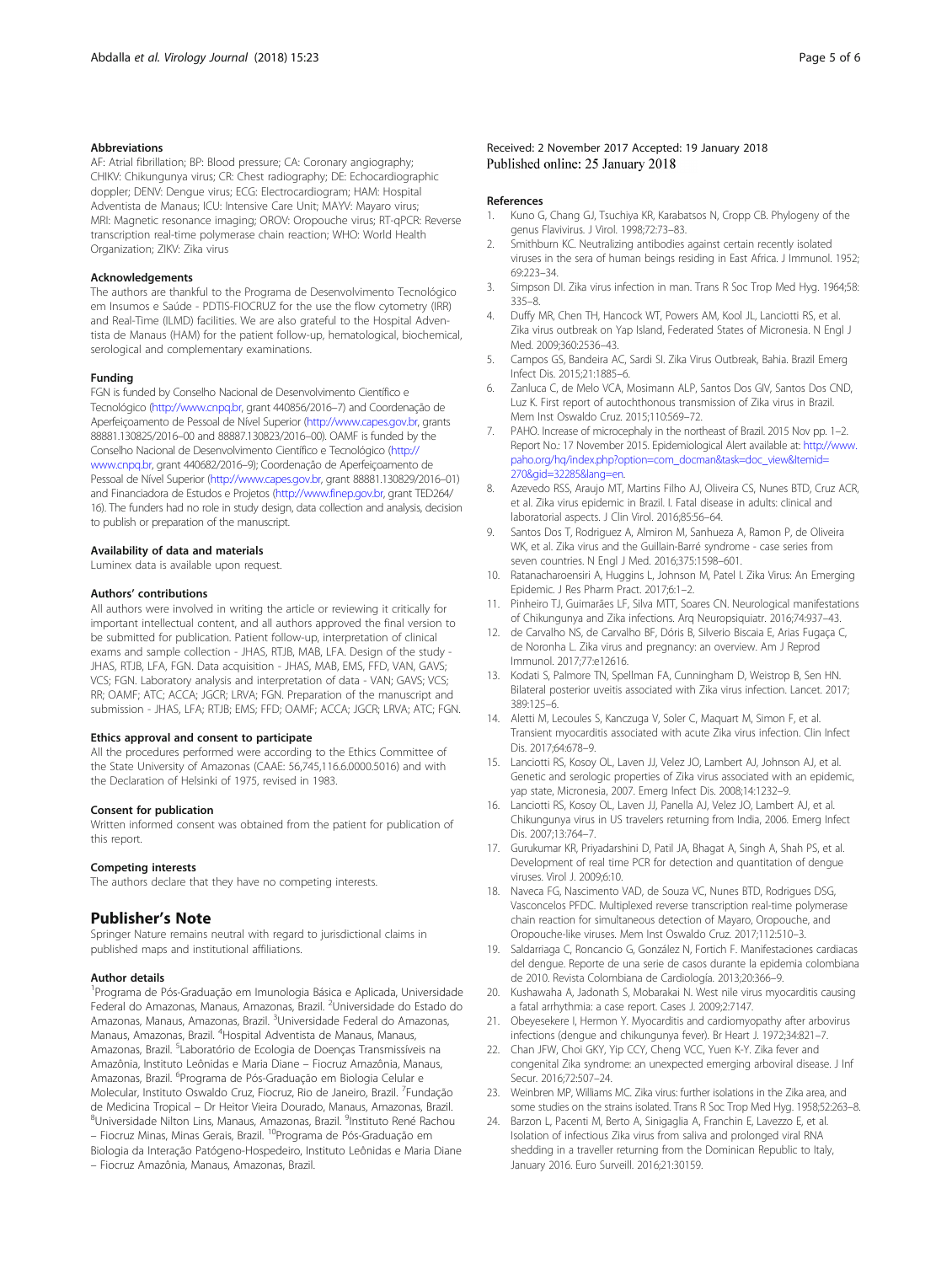### Abbreviations

AF: Atrial fibrillation; BP: Blood pressure; CA: Coronary angiography; CHIKV: Chikungunya virus; CR: Chest radiography; DE: Echocardiographic doppler; DENV: Dengue virus; ECG: Electrocardiogram; HAM: Hospital Adventista de Manaus; ICU: Intensive Care Unit; MAYV: Mayaro virus; MRI: Magnetic resonance imaging; OROV: Oropouche virus; RT-qPCR: Reverse transcription real-time polymerase chain reaction; WHO: World Health Organization; ZIKV: Zika virus

### Acknowledgements

The authors are thankful to the Programa de Desenvolvimento Tecnológico em Insumos e Saúde - PDTIS-FIOCRUZ for the use the flow cytometry (IRR) and Real-Time (ILMD) facilities. We are also grateful to the Hospital Adventista de Manaus (HAM) for the patient follow-up, hematological, biochemical, serological and complementary examinations.

### Funding

FGN is funded by Conselho Nacional de Desenvolvimento Científico e Tecnológico (http://www.cnpq.br, grant 440856/2016–7) and Coordenação de Aperfeiçoamento de Pessoal de Nível Superior (http://www.capes.gov.br, grants 88881.130825/2016–00 and 88887.130823/2016–00). OAMF is funded by the Conselho Nacional de Desenvolvimento Científico e Tecnológico (http://www.cnpq.br, grant 440682/2016–9); Coordenação de Aperfeiçoamento de Pessoal de Nível Superior (http://www.capes.gov.br, grant 88881.130829/2016–01) and Financiadora de Estudos e Projetos (http://www.finep.gov.br, grant TED264/16). The funders had no role in study design, data collection and analysis, decision to publish or preparation of the manuscript.

### Availability of data and materials

Luminex data is available upon request.

### Authors' contributions

All authors were involved in writing the article or reviewing it critically for important intellectual content, and all authors approved the final version to be submitted for publication. Patient follow-up, interpretation of clinical exams and sample collection - JHAS, RTJB, MAB, LFA. Design of the study - JHAS, RTJB, LFA, FGN. Data acquisition - JHAS, MAB, EMS, FFD, VAN, GAVS; VCS; FGN. Laboratory analysis and interpretation of data - VAN; GAVS; VCS; RR; OAMF; ATC; ACCA; JGCR; LRVA; FGN. Preparation of the manuscript and submission - JHAS, LFA; RTJB; EMS; FFD; OAMF; ACCA; JGCR; LRVA; ATC; FGN.

### Ethics approval and consent to participate

All the procedures performed were according to the Ethics Committee of the State University of Amazonas (CAAE: 56,745,116.6.0000.5016) and with the Declaration of Helsinki of 1975, revised in 1983.

### Consent for publication

Written informed consent was obtained from the patient for publication of this report.

### Competing interests

The authors declare that they have no competing interests.

## Publisher's Note

Springer Nature remains neutral with regard to jurisdictional claims in published maps and institutional affiliations.

### Author details

[1]Programa de Pós-Graduação em Imunologia Básica e Aplicada, Universidade Federal do Amazonas, Manaus, Amazonas, Brazil. [2]Universidade do Estado do Amazonas, Manaus, Amazonas, Brazil. [3]Universidade Federal do Amazonas, Manaus, Amazonas, Brazil. [4]Hospital Adventista de Manaus, Manaus, Amazonas, Brazil. [5]Laboratório de Ecologia de Doenças Transmissíveis na Amazônia, Instituto Leônidas e Maria Diane – Fiocruz Amazônia, Manaus, Amazonas, Brazil. [6]Programa de Pós-Graduação em Biologia Celular e Molecular, Instituto Oswaldo Cruz, Fiocruz, Rio de Janeiro, Brazil. [7]Fundação de Medicina Tropical – Dr Heitor Vieira Dourado, Manaus, Amazonas, Brazil. [8]Universidade Nilton Lins, Manaus, Amazonas, Brazil. [9]Instituto René Rachou – Fiocruz Minas, Minas Gerais, Brazil. [10]Programa de Pós-Graduação em Biologia da Interação Patógeno-Hospedeiro, Instituto Leônidas e Maria Diane – Fiocruz Amazônia, Manaus, Amazonas, Brazil.

Received: 2 November 2017 Accepted: 19 January 2018
Published online: 25 January 2018

### References

1. Kuno G, Chang GJ, Tsuchiya KR, Karabatsos N, Cropp CB. Phylogeny of the genus Flavivirus. J Virol. 1998;72:73–83.
2. Smithburn KC. Neutralizing antibodies against certain recently isolated viruses in the sera of human beings residing in East Africa. J Immunol. 1952; 69:223–34.
3. Simpson DI. Zika virus infection in man. Trans R Soc Trop Med Hyg. 1964;58: 335–8.
4. Duffy MR, Chen TH, Hancock WT, Powers AM, Kool JL, Lanciotti RS, et al. Zika virus outbreak on Yap Island, Federated States of Micronesia. N Engl J Med. 2009;360:2536–43.
5. Campos GS, Bandeira AC, Sardi SI. Zika Virus Outbreak, Bahia. Brazil Emerg Infect Dis. 2015;21:1885–6.
6. Zanluca C, de Melo VCA, Mosimann ALP, Santos Dos GIV, Santos Dos CND, Luz K. First report of autochthonous transmission of Zika virus in Brazil. Mem Inst Oswaldo Cruz. 2015;110:569–72.
7. PAHO. Increase of microcephaly in the northeast of Brazil. 2015 Nov pp. 1–2. Report No.: 17 November 2015. Epidemiological Alert available at: http://www.paho.org/hq/index.php?option=com_docman&task=doc_view&Itemid=270&gid=32285&lang=en.
8. Azevedo RSS, Araujo MT, Martins Filho AJ, Oliveira CS, Nunes BTD, Cruz ACR, et al. Zika virus epidemic in Brazil. I. Fatal disease in adults: clinical and laboratorial aspects. J Clin Virol. 2016;85:56–64.
9. Santos Dos T, Rodriguez A, Almiron M, Sanhueza A, Ramon P, de Oliveira WK, et al. Zika virus and the Guillain-Barré syndrome - case series from seven countries. N Engl J Med. 2016;375:1598–601.
10. Ratanacharoensiri A, Huggins L, Johnson M, Patel I. Zika Virus: An Emerging Epidemic. J Res Pharm Pract. 2017;6:1–2.
11. Pinheiro TJ, Guimarães LF, Silva MTT, Soares CN. Neurological manifestations of Chikungunya and Zika infections. Arq Neuropsiquiatr. 2016;74:937–43.
12. de Carvalho NS, de Carvalho BF, Dóris B, Silverio Biscaia E, Arias Fugaça C, de Noronha L. Zika virus and pregnancy: an overview. Am J Reprod Immunol. 2017;77:e12616.
13. Kodati S, Palmore TN, Spellman FA, Cunningham D, Weistrop B, Sen HN. Bilateral posterior uveitis associated with Zika virus infection. Lancet. 2017; 389:125–6.
14. Aletti M, Lecoules S, Kanczuga V, Soler C, Maquart M, Simon F, et al. Transient myocarditis associated with acute Zika virus infection. Clin Infect Dis. 2017;64:678–9.
15. Lanciotti RS, Kosoy OL, Laven JJ, Velez JO, Lambert AJ, Johnson AJ, et al. Genetic and serologic properties of Zika virus associated with an epidemic, yap state, Micronesia, 2007. Emerg Infect Dis. 2008;14:1232–9.
16. Lanciotti RS, Kosoy OL, Laven JJ, Panella AJ, Velez JO, Lambert AJ, et al. Chikungunya virus in US travelers returning from India, 2006. Emerg Infect Dis. 2007;13:764–7.
17. Gurukumar KR, Priyadarshini D, Patil JA, Bhagat A, Singh A, Shah PS, et al. Development of real time PCR for detection and quantitation of dengue viruses. Virol J. 2009;6:10.
18. Naveca FG, Nascimento VAD, de Souza VC, Nunes BTD, Rodrigues DSG, Vasconcelos PFDC. Multiplexed reverse transcription real-time polymerase chain reaction for simultaneous detection of Mayaro, Oropouche, and Oropouche-like viruses. Mem Inst Oswaldo Cruz. 2017;112:510–3.
19. Saldarriaga C, Roncancio G, González N, Fortich F. Manifestaciones cardiacas del dengue. Reporte de una serie de casos durante la epidemia colombiana de 2010. Revista Colombiana de Cardiología. 2013;20:366–9.
20. Kushawaha A, Jadonath S, Mobarakai N. West nile virus myocarditis causing a fatal arrhythmia: a case report. Cases J. 2009;2:7147.
21. Obeyesekere I, Hermon Y. Myocarditis and cardiomyopathy after arbovirus infections (dengue and chikungunya fever). Br Heart J. 1972;34:821–7.
22. Chan JFW, Choi GKY, Yip CCY, Cheng VCC, Yuen K-Y. Zika fever and congenital Zika syndrome: an unexpected emerging arboviral disease. J Inf Secur. 2016;72:507–24.
23. Weinbren MP, Williams MC. Zika virus: further isolations in the Zika area, and some studies on the strains isolated. Trans R Soc Trop Med Hyg. 1958;52:263–8.
24. Barzon L, Pacenti M, Berto A, Sinigaglia A, Franchin E, Lavezzo E, et al. Isolation of infectious Zika virus from saliva and prolonged viral RNA shedding in a traveller returning from the Dominican Republic to Italy, January 2016. Euro Surveill. 2016;21:30159.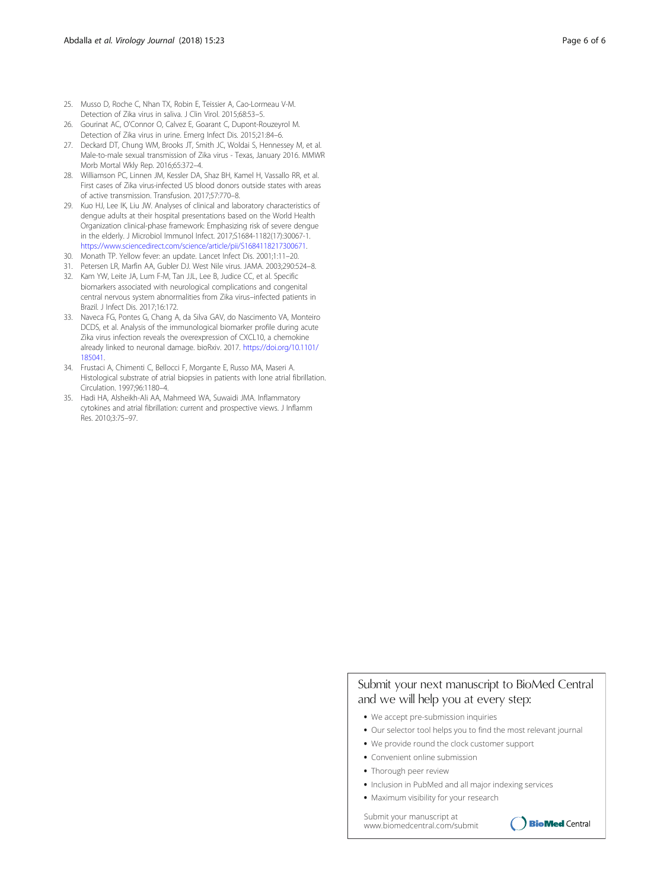25. Musso D, Roche C, Nhan TX, Robin E, Teissier A, Cao-Lormeau V-M. Detection of Zika virus in saliva. J Clin Virol. 2015;68:53–5.
26. Gourinat AC, O'Connor O, Calvez E, Goarant C, Dupont-Rouzeyrol M. Detection of Zika virus in urine. Emerg Infect Dis. 2015;21:84–6.
27. Deckard DT, Chung WM, Brooks JT, Smith JC, Woldai S, Hennessey M, et al. Male-to-male sexual transmission of Zika virus - Texas, January 2016. MMWR Morb Mortal Wkly Rep. 2016;65:372–4.
28. Williamson PC, Linnen JM, Kessler DA, Shaz BH, Kamel H, Vassallo RR, et al. First cases of Zika virus-infected US blood donors outside states with areas of active transmission. Transfusion. 2017;57:770–8.
29. Kuo HJ, Lee IK, Liu JW. Analyses of clinical and laboratory characteristics of dengue adults at their hospital presentations based on the World Health Organization clinical-phase framework: Emphasizing risk of severe dengue in the elderly. J Microbiol Immunol Infect. 2017;S1684-1182(17):30067-1. https://www.sciencedirect.com/science/article/pii/S1684118217300671.
30. Monath TP. Yellow fever: an update. Lancet Infect Dis. 2001;1:11–20.
31. Petersen LR, Marfin AA, Gubler DJ. West Nile virus. JAMA. 2003;290:524–8.
32. Kam YW, Leite JA, Lum F-M, Tan JJL, Lee B, Judice CC, et al. Specific biomarkers associated with neurological complications and congenital central nervous system abnormalities from Zika virus–infected patients in Brazil. J Infect Dis. 2017;16:172.
33. Naveca FG, Pontes G, Chang A, da Silva GAV, do Nascimento VA, Monteiro DCDS, et al. Analysis of the immunological biomarker profile during acute Zika virus infection reveals the overexpression of CXCL10, a chemokine already linked to neuronal damage. bioRxiv. 2017. https://doi.org/10.1101/185041.
34. Frustaci A, Chimenti C, Bellocci F, Morgante E, Russo MA, Maseri A. Histological substrate of atrial biopsies in patients with lone atrial fibrillation. Circulation. 1997;96:1180–4.
35. Hadi HA, Alsheikh-Ali AA, Mahmeed WA, Suwaidi JMA. Inflammatory cytokines and atrial fibrillation: current and prospective views. J Inflamm Res. 2010;3:75–97.

Submit your next manuscript to BioMed Central and we will help you at every step:

- We accept pre-submission inquiries
- Our selector tool helps you to find the most relevant journal
- We provide round the clock customer support
- Convenient online submission
- Thorough peer review
- Inclusion in PubMed and all major indexing services
- Maximum visibility for your research

Submit your manuscript at www.biomedcentral.com/submit

BioMed Central